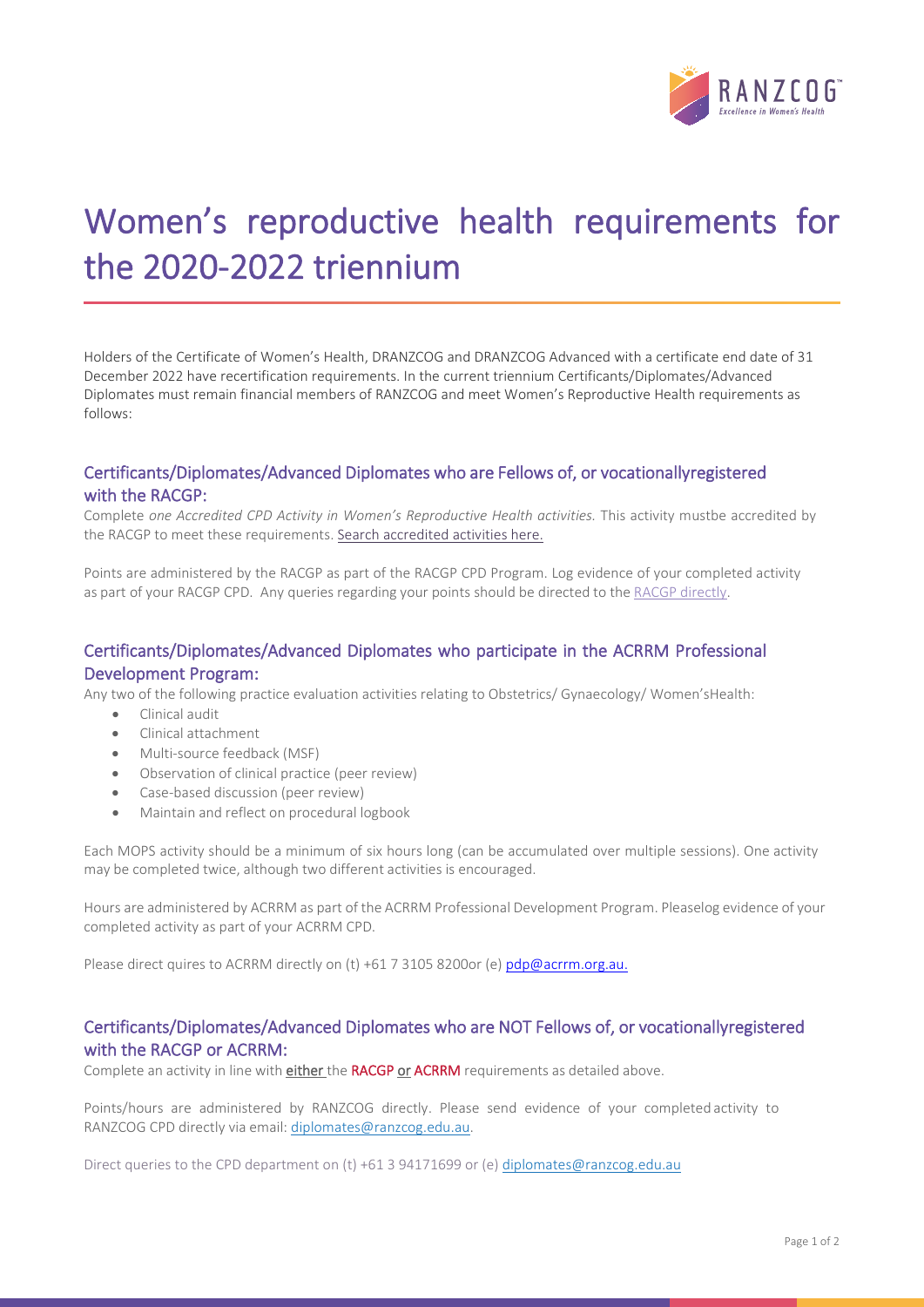# Women's reproductive health requirements for the 2020-2022 triennium

Holders of the Certificate of Women's Health, DRANZCOG and DRANZCOG Advanced with a certificate end date of 31 December 2022 have recertification requirements. In the current triennium Certificants/Diplomates/Advanced Diplomates must remain financial members of RANZCOG and meet Women's Reproductive Health requirements as follows:

## Certificants/Diplomates/Advanced Diplomates who are Fellows of, or vocationallyregistered with the RACGP:

Complete *one Accredited CPD Activity in Women's Reproductive Health activities.* This activity mustbe accredited by the RACGP to meet these requirements. Search accredited activities here.

Points are administered by the RACGP as part of the RACGP CPD Program. Log evidence of your completed activity as part of your RACGP CPD. Any queries regarding your points should be directed to the RACGP directly.

## Certificants/Diplomates/Advanced Diplomates who participate in the ACRRM Professional Development Program:

Any two of the following practice evaluation activities relating to Obstetrics/ Gynaecology/ Women'sHealth:

- Clinical audit
- Clinical attachment
- Multi-source feedback (MSF)
- Observation of clinical practice (peer review)
- Case-based discussion (peer review)
- Maintain and reflect on procedural logbook

Each MOPS activity should be a minimum of six hours long (can be accumulated over multiple sessions). One activity may be completed twice, although two different activities is encouraged.

Hours are administered by ACRRM as part of the ACRRM Professional Development Program. Pleaselog evidence of your completed activity as part of your ACRRM CPD.

Please direct quires to ACRRM directly on (t) +61 7 3105 8200or (e) pdp@acrrm.org.au.

## Certificants/Diplomates/Advanced Diplomates who are NOT Fellows of, or vocationallyregistered with the RACGP or ACRRM:

Complete an activity in line with **either** the **RACGP or ACRRM** requirements as detailed above.

Points/hours are administered by RANZCOG directly. Please send evidence of your completed activity to RANZCOG CPD directly via email: diplomates@ranzcog.edu.au.

Direct queries to the CPD department on (t) +61 3 94171699 or (e) diplomates@ranzcog.edu.au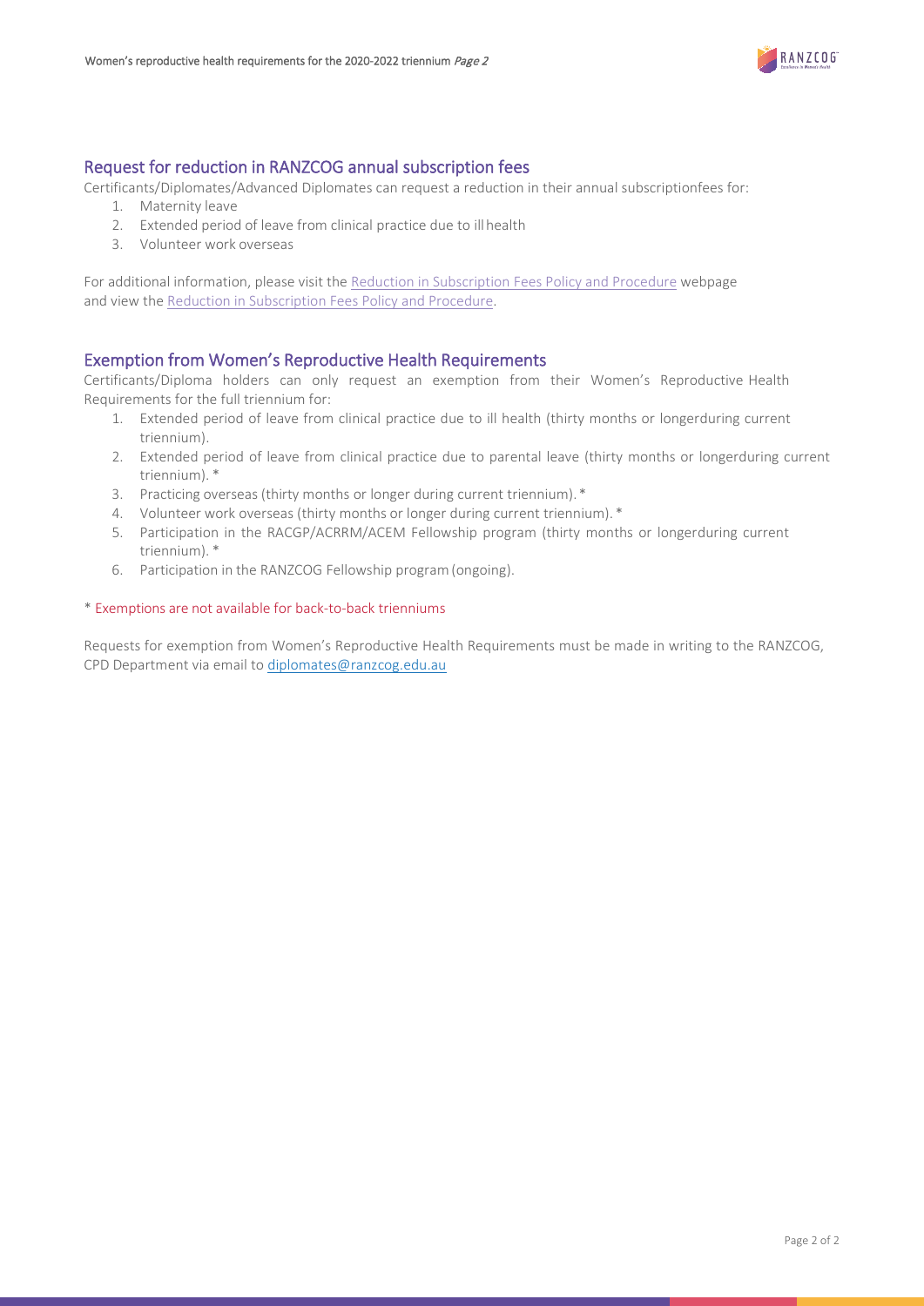## Request for reduction in RANZCOG annual subscription fees

Certificants/Diplomates/Advanced Diplomates can request a reduction in their annual subscriptionfees for:

1. Maternity leave
2. Extended period of leave from clinical practice due to ill health
3. Volunteer work overseas

For additional information, please visit the Reduction in Subscription Fees Policy and Procedure webpage and view the Reduction in Subscription Fees Policy and Procedure.

## Exemption from Women's Reproductive Health Requirements

Certificants/Diploma holders can only request an exemption from their Women's Reproductive Health Requirements for the full triennium for:

1. Extended period of leave from clinical practice due to ill health (thirty months or longerduring current triennium).
2. Extended period of leave from clinical practice due to parental leave (thirty months or longerduring current triennium). *
3. Practicing overseas (thirty months or longer during current triennium). *
4. Volunteer work overseas (thirty months or longer during current triennium). *
5. Participation in the RACGP/ACRRM/ACEM Fellowship program (thirty months or longerduring current triennium). *
6. Participation in the RANZCOG Fellowship program (ongoing).

* Exemptions are not available for back-to-back trienniums

Requests for exemption from Women's Reproductive Health Requirements must be made in writing to the RANZCOG, CPD Department via email to diplomates@ranzcog.edu.au